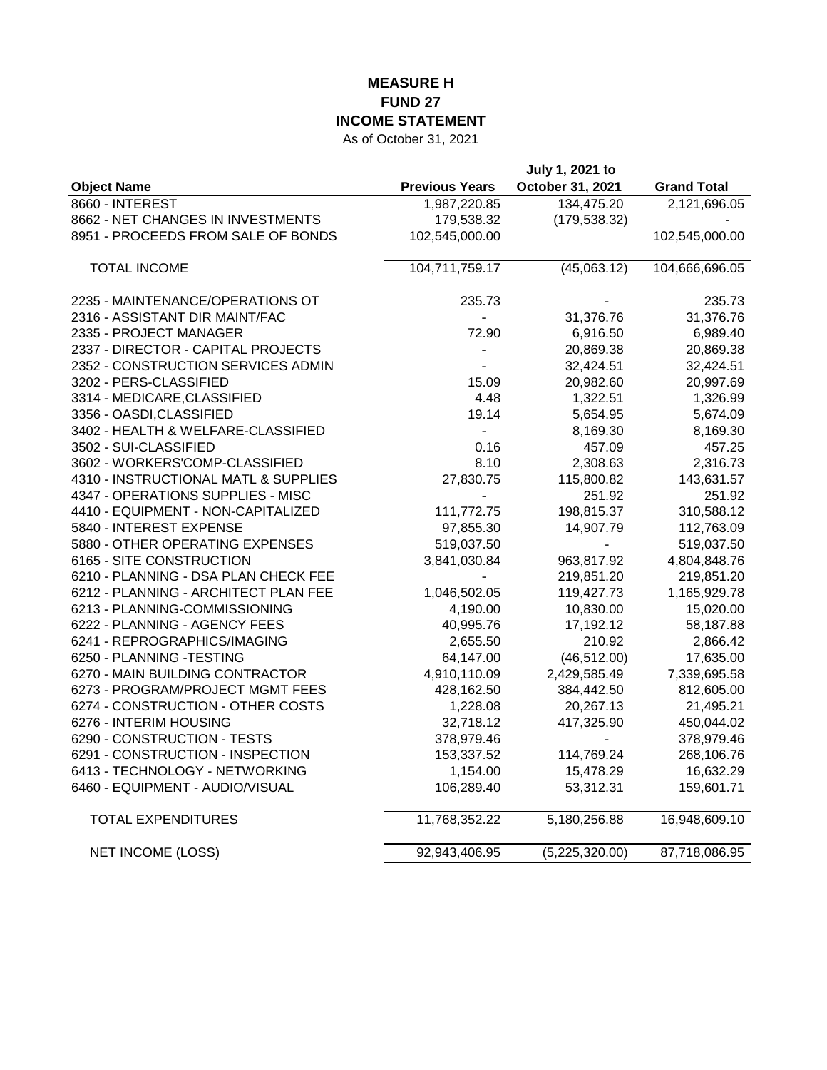# MEASURE H
## FUND 27
## INCOME STATEMENT

As of October 31, 2021

| Object Name | Previous Years | July 1, 2021 to October 31, 2021 | Grand Total |
|---|---|---|---|
| 8660 - INTEREST | 1,987,220.85 | 134,475.20 | 2,121,696.05 |
| 8662 - NET CHANGES IN INVESTMENTS | 179,538.32 | (179,538.32) | - |
| 8951 - PROCEEDS FROM SALE OF BONDS | 102,545,000.00 | | 102,545,000.00 |
| TOTAL INCOME | 104,711,759.17 | (45,063.12) | 104,666,696.05 |
| 2235 - MAINTENANCE/OPERATIONS OT | 235.73 | - | 235.73 |
| 2316 - ASSISTANT DIR MAINT/FAC | - | 31,376.76 | 31,376.76 |
| 2335 - PROJECT MANAGER | 72.90 | 6,916.50 | 6,989.40 |
| 2337 - DIRECTOR - CAPITAL PROJECTS | - | 20,869.38 | 20,869.38 |
| 2352 - CONSTRUCTION SERVICES ADMIN | - | 32,424.51 | 32,424.51 |
| 3202 - PERS-CLASSIFIED | 15.09 | 20,982.60 | 20,997.69 |
| 3314 - MEDICARE,CLASSIFIED | 4.48 | 1,322.51 | 1,326.99 |
| 3356 - OASDI,CLASSIFIED | 19.14 | 5,654.95 | 5,674.09 |
| 3402 - HEALTH & WELFARE-CLASSIFIED | - | 8,169.30 | 8,169.30 |
| 3502 - SUI-CLASSIFIED | 0.16 | 457.09 | 457.25 |
| 3602 - WORKERS'COMP-CLASSIFIED | 8.10 | 2,308.63 | 2,316.73 |
| 4310 - INSTRUCTIONAL MATL & SUPPLIES | 27,830.75 | 115,800.82 | 143,631.57 |
| 4347 - OPERATIONS SUPPLIES - MISC | - | 251.92 | 251.92 |
| 4410 - EQUIPMENT - NON-CAPITALIZED | 111,772.75 | 198,815.37 | 310,588.12 |
| 5840 - INTEREST EXPENSE | 97,855.30 | 14,907.79 | 112,763.09 |
| 5880 - OTHER OPERATING EXPENSES | 519,037.50 | - | 519,037.50 |
| 6165 - SITE CONSTRUCTION | 3,841,030.84 | 963,817.92 | 4,804,848.76 |
| 6210 - PLANNING - DSA PLAN CHECK FEE | - | 219,851.20 | 219,851.20 |
| 6212 - PLANNING - ARCHITECT PLAN FEE | 1,046,502.05 | 119,427.73 | 1,165,929.78 |
| 6213 - PLANNING-COMMISSIONING | 4,190.00 | 10,830.00 | 15,020.00 |
| 6222 - PLANNING - AGENCY FEES | 40,995.76 | 17,192.12 | 58,187.88 |
| 6241 - REPROGRAPHICS/IMAGING | 2,655.50 | 210.92 | 2,866.42 |
| 6250 - PLANNING -TESTING | 64,147.00 | (46,512.00) | 17,635.00 |
| 6270 - MAIN BUILDING CONTRACTOR | 4,910,110.09 | 2,429,585.49 | 7,339,695.58 |
| 6273 - PROGRAM/PROJECT MGMT FEES | 428,162.50 | 384,442.50 | 812,605.00 |
| 6274 - CONSTRUCTION - OTHER COSTS | 1,228.08 | 20,267.13 | 21,495.21 |
| 6276 - INTERIM HOUSING | 32,718.12 | 417,325.90 | 450,044.02 |
| 6290 - CONSTRUCTION - TESTS | 378,979.46 | - | 378,979.46 |
| 6291 - CONSTRUCTION - INSPECTION | 153,337.52 | 114,769.24 | 268,106.76 |
| 6413 - TECHNOLOGY - NETWORKING | 1,154.00 | 15,478.29 | 16,632.29 |
| 6460 - EQUIPMENT - AUDIO/VISUAL | 106,289.40 | 53,312.31 | 159,601.71 |
| TOTAL EXPENDITURES | 11,768,352.22 | 5,180,256.88 | 16,948,609.10 |
| NET INCOME (LOSS) | 92,943,406.95 | (5,225,320.00) | 87,718,086.95 |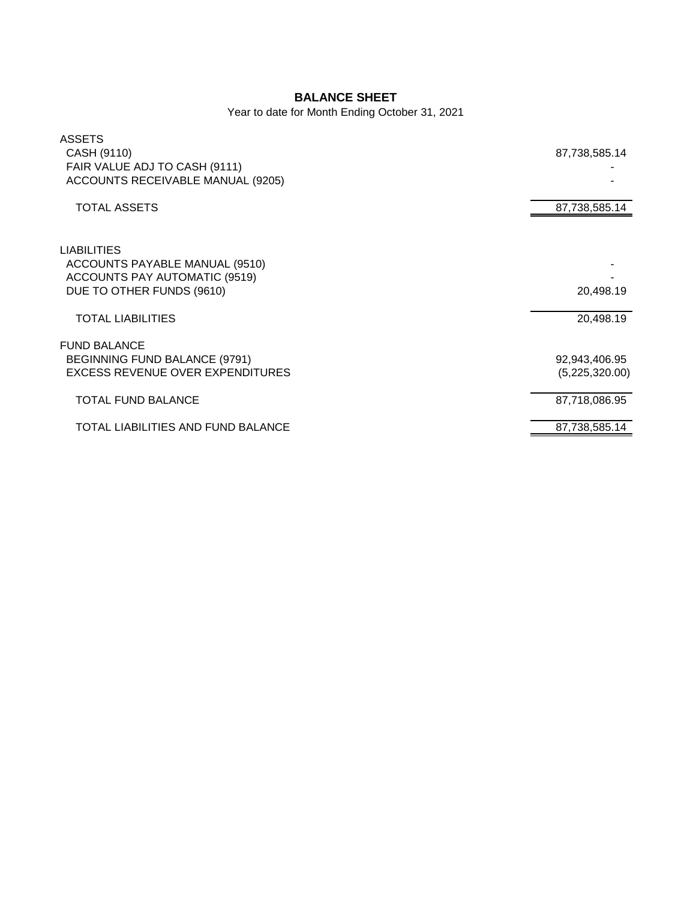## BALANCE SHEET

Year to date for Month Ending October 31, 2021

| | |
|---|---|
| **ASSETS** | |
| CASH (9110) | 87,738,585.14 |
| FAIR VALUE ADJ TO CASH (9111) | - |
| ACCOUNTS RECEIVABLE MANUAL (9205) | - |
| TOTAL ASSETS | 87,738,585.14 |
| **LIABILITIES** | |
| ACCOUNTS PAYABLE MANUAL (9510) | - |
| ACCOUNTS PAY AUTOMATIC (9519) | - |
| DUE TO OTHER FUNDS (9610) | 20,498.19 |
| TOTAL LIABILITIES | 20,498.19 |
| **FUND BALANCE** | |
| BEGINNING FUND BALANCE (9791) | 92,943,406.95 |
| EXCESS REVENUE OVER EXPENDITURES | (5,225,320.00) |
| TOTAL FUND BALANCE | 87,718,086.95 |
| TOTAL LIABILITIES AND FUND BALANCE | 87,738,585.14 |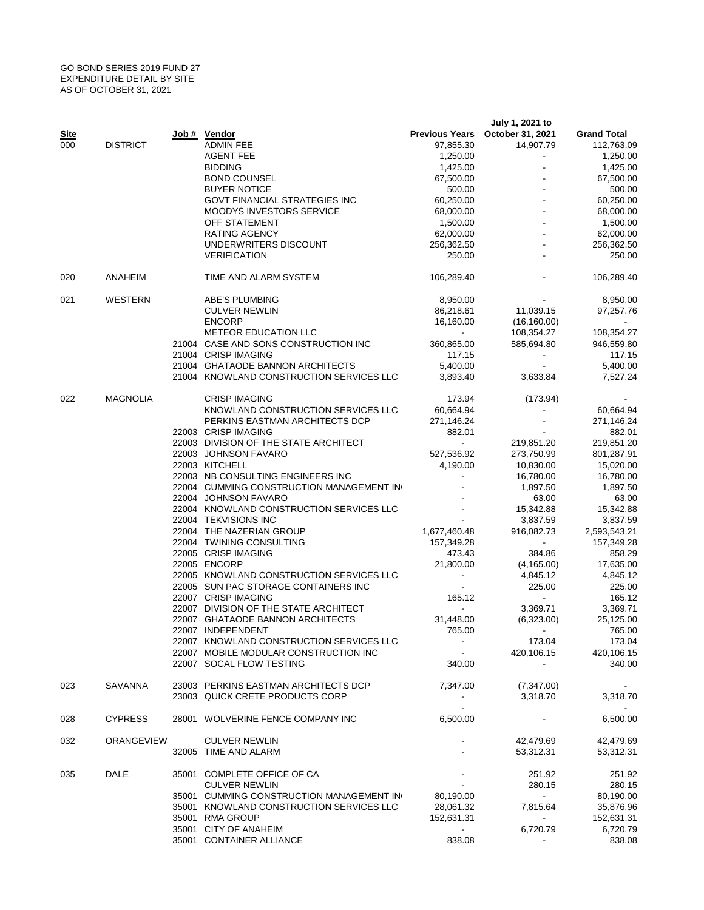GO BOND SERIES 2019 FUND 27
EXPENDITURE DETAIL BY SITE
AS OF OCTOBER 31, 2021

| Site | | Job # | Vendor | Previous Years | July 1, 2021 to October 31, 2021 | Grand Total |
|---|---|---|---|---|---|---|
| 000 | DISTRICT | | ADMIN FEE | 97,855.30 | 14,907.79 | 112,763.09 |
| | | | AGENT FEE | 1,250.00 | - | 1,250.00 |
| | | | BIDDING | 1,425.00 | - | 1,425.00 |
| | | | BOND COUNSEL | 67,500.00 | - | 67,500.00 |
| | | | BUYER NOTICE | 500.00 | - | 500.00 |
| | | | GOVT FINANCIAL STRATEGIES INC | 60,250.00 | - | 60,250.00 |
| | | | MOODYS INVESTORS SERVICE | 68,000.00 | - | 68,000.00 |
| | | | OFF STATEMENT | 1,500.00 | - | 1,500.00 |
| | | | RATING AGENCY | 62,000.00 | - | 62,000.00 |
| | | | UNDERWRITERS DISCOUNT | 256,362.50 | - | 256,362.50 |
| | | | VERIFICATION | 250.00 | - | 250.00 |
| 020 | ANAHEIM | | TIME AND ALARM SYSTEM | 106,289.40 | - | 106,289.40 |
| 021 | WESTERN | | ABE'S PLUMBING | 8,950.00 | - | 8,950.00 |
| | | | CULVER NEWLIN | 86,218.61 | 11,039.15 | 97,257.76 |
| | | | ENCORP | 16,160.00 | (16,160.00) | - |
| | | | METEOR EDUCATION LLC | - | 108,354.27 | 108,354.27 |
| | | 21004 | CASE AND SONS CONSTRUCTION INC | 360,865.00 | 585,694.80 | 946,559.80 |
| | | 21004 | CRISP IMAGING | 117.15 | - | 117.15 |
| | | 21004 | GHATAODE BANNON ARCHITECTS | 5,400.00 | - | 5,400.00 |
| | | 21004 | KNOWLAND CONSTRUCTION SERVICES LLC | 3,893.40 | 3,633.84 | 7,527.24 |
| 022 | MAGNOLIA | | CRISP IMAGING | 173.94 | (173.94) | - |
| | | | KNOWLAND CONSTRUCTION SERVICES LLC | 60,664.94 | - | 60,664.94 |
| | | | PERKINS EASTMAN ARCHITECTS DCP | 271,146.24 | - | 271,146.24 |
| | | 22003 | CRISP IMAGING | 882.01 | - | 882.01 |
| | | 22003 | DIVISION OF THE STATE ARCHITECT | - | 219,851.20 | 219,851.20 |
| | | 22003 | JOHNSON FAVARO | 527,536.92 | 273,750.99 | 801,287.91 |
| | | 22003 | KITCHELL | 4,190.00 | 10,830.00 | 15,020.00 |
| | | 22003 | NB CONSULTING ENGINEERS INC | - | 16,780.00 | 16,780.00 |
| | | 22004 | CUMMING CONSTRUCTION MANAGEMENT IN | - | 1,897.50 | 1,897.50 |
| | | 22004 | JOHNSON FAVARO | - | 63.00 | 63.00 |
| | | 22004 | KNOWLAND CONSTRUCTION SERVICES LLC | - | 15,342.88 | 15,342.88 |
| | | 22004 | TEKVISIONS INC | - | 3,837.59 | 3,837.59 |
| | | 22004 | THE NAZERIAN GROUP | 1,677,460.48 | 916,082.73 | 2,593,543.21 |
| | | 22004 | TWINING CONSULTING | 157,349.28 | - | 157,349.28 |
| | | 22005 | CRISP IMAGING | 473.43 | 384.86 | 858.29 |
| | | 22005 | ENCORP | 21,800.00 | (4,165.00) | 17,635.00 |
| | | 22005 | KNOWLAND CONSTRUCTION SERVICES LLC | - | 4,845.12 | 4,845.12 |
| | | 22005 | SUN PAC STORAGE CONTAINERS INC | - | 225.00 | 225.00 |
| | | 22007 | CRISP IMAGING | 165.12 | - | 165.12 |
| | | 22007 | DIVISION OF THE STATE ARCHITECT | - | 3,369.71 | 3,369.71 |
| | | 22007 | GHATAODE BANNON ARCHITECTS | 31,448.00 | (6,323.00) | 25,125.00 |
| | | 22007 | INDEPENDENT | 765.00 | - | 765.00 |
| | | 22007 | KNOWLAND CONSTRUCTION SERVICES LLC | - | 173.04 | 173.04 |
| | | 22007 | MOBILE MODULAR CONSTRUCTION INC | - | 420,106.15 | 420,106.15 |
| | | 22007 | SOCAL FLOW TESTING | 340.00 | - | 340.00 |
| 023 | SAVANNA | 23003 | PERKINS EASTMAN ARCHITECTS DCP | 7,347.00 | (7,347.00) | - |
| | | 23003 | QUICK CRETE PRODUCTS CORP | - | 3,318.70 | 3,318.70 |
| | | | | - | | - |
| 028 | CYPRESS | 28001 | WOLVERINE FENCE COMPANY INC | 6,500.00 | - | 6,500.00 |
| 032 | ORANGEVIEW | | CULVER NEWLIN | - | 42,479.69 | 42,479.69 |
| | | 32005 | TIME AND ALARM | - | 53,312.31 | 53,312.31 |
| 035 | DALE | 35001 | COMPLETE OFFICE OF CA | - | 251.92 | 251.92 |
| | | | CULVER NEWLIN | - | 280.15 | 280.15 |
| | | 35001 | CUMMING CONSTRUCTION MANAGEMENT IN | 80,190.00 | - | 80,190.00 |
| | | 35001 | KNOWLAND CONSTRUCTION SERVICES LLC | 28,061.32 | 7,815.64 | 35,876.96 |
| | | 35001 | RMA GROUP | 152,631.31 | - | 152,631.31 |
| | | 35001 | CITY OF ANAHEIM | - | 6,720.79 | 6,720.79 |
| | | 35001 | CONTAINER ALLIANCE | 838.08 | - | 838.08 |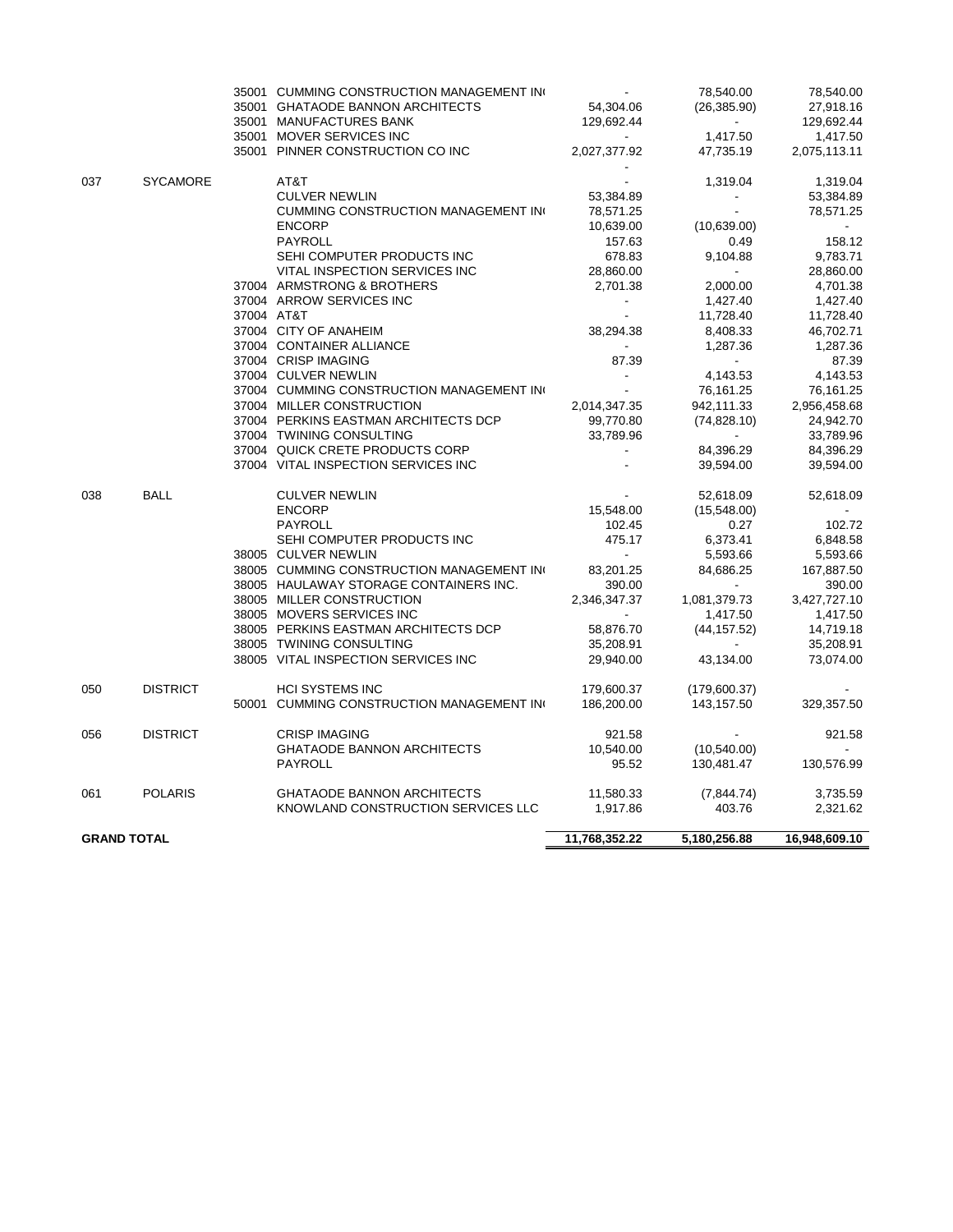| | | | | | | |
|---|---|---|---|---|---|---|
| | | 35001 | CUMMING CONSTRUCTION MANAGEMENT IN( | - | 78,540.00 | 78,540.00 |
| | | 35001 | GHATAODE BANNON ARCHITECTS | 54,304.06 | (26,385.90) | 27,918.16 |
| | | 35001 | MANUFACTURES BANK | 129,692.44 | - | 129,692.44 |
| | | 35001 | MOVER SERVICES INC | - | 1,417.50 | 1,417.50 |
| | | 35001 | PINNER CONSTRUCTION CO INC | 2,027,377.92 | 47,735.19 | 2,075,113.11 |
| | | | | - | | |
| 037 | SYCAMORE | | AT&T | - | 1,319.04 | 1,319.04 |
| | | | CULVER NEWLIN | 53,384.89 | - | 53,384.89 |
| | | | CUMMING CONSTRUCTION MANAGEMENT IN( | 78,571.25 | - | 78,571.25 |
| | | | ENCORP | 10,639.00 | (10,639.00) | - |
| | | | PAYROLL | 157.63 | 0.49 | 158.12 |
| | | | SEHI COMPUTER PRODUCTS INC | 678.83 | 9,104.88 | 9,783.71 |
| | | | VITAL INSPECTION SERVICES INC | 28,860.00 | - | 28,860.00 |
| | | 37004 | ARMSTRONG & BROTHERS | 2,701.38 | 2,000.00 | 4,701.38 |
| | | 37004 | ARROW SERVICES INC | - | 1,427.40 | 1,427.40 |
| | | 37004 | AT&T | - | 11,728.40 | 11,728.40 |
| | | 37004 | CITY OF ANAHEIM | 38,294.38 | 8,408.33 | 46,702.71 |
| | | 37004 | CONTAINER ALLIANCE | - | 1,287.36 | 1,287.36 |
| | | 37004 | CRISP IMAGING | 87.39 | - | 87.39 |
| | | 37004 | CULVER NEWLIN | - | 4,143.53 | 4,143.53 |
| | | 37004 | CUMMING CONSTRUCTION MANAGEMENT IN( | - | 76,161.25 | 76,161.25 |
| | | 37004 | MILLER CONSTRUCTION | 2,014,347.35 | 942,111.33 | 2,956,458.68 |
| | | 37004 | PERKINS EASTMAN ARCHITECTS DCP | 99,770.80 | (74,828.10) | 24,942.70 |
| | | 37004 | TWINING CONSULTING | 33,789.96 | - | 33,789.96 |
| | | 37004 | QUICK CRETE PRODUCTS CORP | - | 84,396.29 | 84,396.29 |
| | | 37004 | VITAL INSPECTION SERVICES INC | - | 39,594.00 | 39,594.00 |
| | | | | | | |
| 038 | BALL | | CULVER NEWLIN | - | 52,618.09 | 52,618.09 |
| | | | ENCORP | 15,548.00 | (15,548.00) | - |
| | | | PAYROLL | 102.45 | 0.27 | 102.72 |
| | | | SEHI COMPUTER PRODUCTS INC | 475.17 | 6,373.41 | 6,848.58 |
| | | 38005 | CULVER NEWLIN | - | 5,593.66 | 5,593.66 |
| | | 38005 | CUMMING CONSTRUCTION MANAGEMENT IN( | 83,201.25 | 84,686.25 | 167,887.50 |
| | | 38005 | HAULAWAY STORAGE CONTAINERS INC. | 390.00 | - | 390.00 |
| | | 38005 | MILLER CONSTRUCTION | 2,346,347.37 | 1,081,379.73 | 3,427,727.10 |
| | | 38005 | MOVERS SERVICES INC | - | 1,417.50 | 1,417.50 |
| | | 38005 | PERKINS EASTMAN ARCHITECTS DCP | 58,876.70 | (44,157.52) | 14,719.18 |
| | | 38005 | TWINING CONSULTING | 35,208.91 | - | 35,208.91 |
| | | 38005 | VITAL INSPECTION SERVICES INC | 29,940.00 | 43,134.00 | 73,074.00 |
| | | | | | | |
| 050 | DISTRICT | | HCI SYSTEMS INC | 179,600.37 | (179,600.37) | - |
| | | 50001 | CUMMING CONSTRUCTION MANAGEMENT IN( | 186,200.00 | 143,157.50 | 329,357.50 |
| | | | | | | |
| 056 | DISTRICT | | CRISP IMAGING | 921.58 | - | 921.58 |
| | | | GHATAODE BANNON ARCHITECTS | 10,540.00 | (10,540.00) | - |
| | | | PAYROLL | 95.52 | 130,481.47 | 130,576.99 |
| | | | | | | |
| 061 | POLARIS | | GHATAODE BANNON ARCHITECTS | 11,580.33 | (7,844.74) | 3,735.59 |
| | | | KNOWLAND CONSTRUCTION SERVICES LLC | 1,917.86 | 403.76 | 2,321.62 |
| | | | | | | |
| **GRAND TOTAL** | | | | **11,768,352.22** | **5,180,256.88** | **16,948,609.10** |